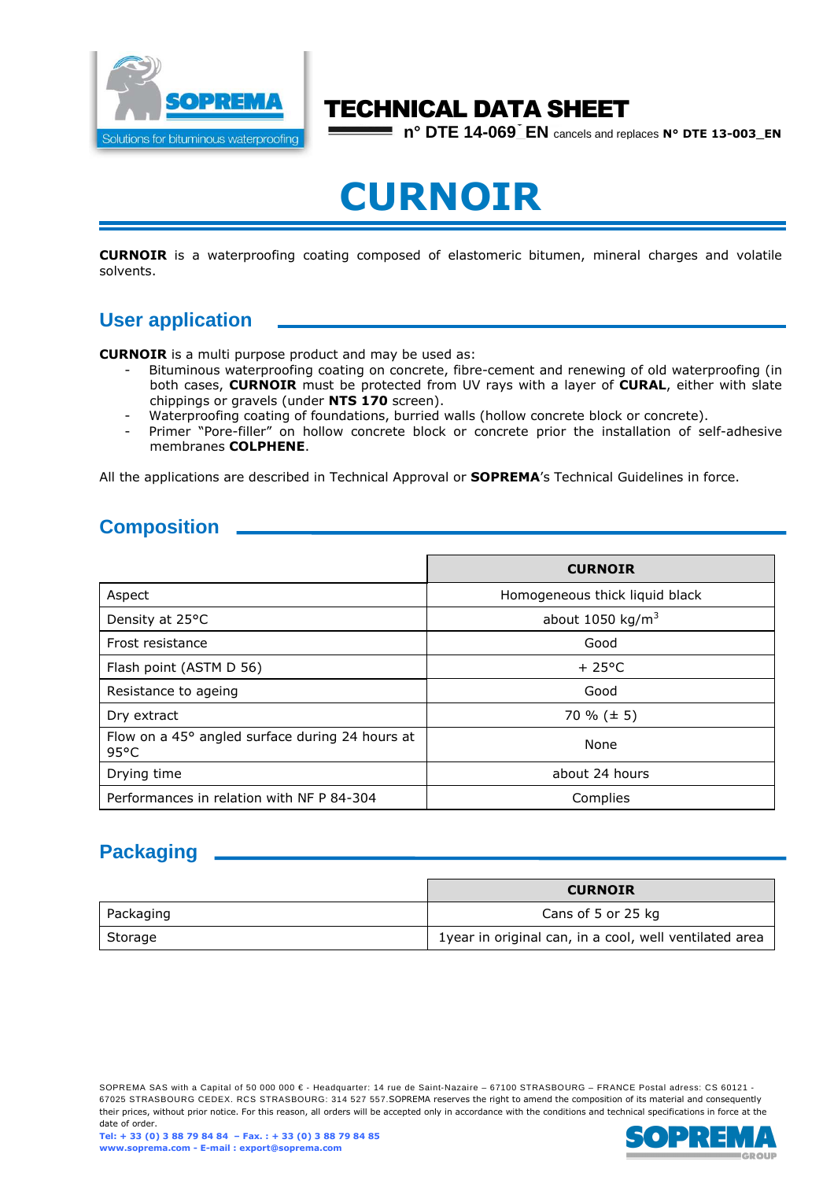# TECHNICAL DATA SHEET

**n° DTE 14-069_EN** cancels and replaces **N° DTE 13-003_EN**

# CURNOIR

**CURNOIR** is a waterproofing coating composed of elastomeric bitumen, mineral charges and volatile solvents.

## User application

**CURNOIR** is a multi purpose product and may be used as:

- Bituminous waterproofing coating on concrete, fibre-cement and renewing of old waterproofing (in both cases, **CURNOIR** must be protected from UV rays with a layer of **CURAL**, either with slate chippings or gravels (under **NTS 170** screen).
- Waterproofing coating of foundations, burried walls (hollow concrete block or concrete).
- Primer "Pore-filler" on hollow concrete block or concrete prior the installation of self-adhesive membranes **COLPHENE**.

All the applications are described in Technical Approval or **SOPREMA**'s Technical Guidelines in force.

## Composition

| | **CURNOIR** |
|---|---|
| Aspect | Homogeneous thick liquid black |
| Density at 25°C | about 1050 kg/m$^3$ |
| Frost resistance | Good |
| Flash point (ASTM D 56) | + 25°C |
| Resistance to ageing | Good |
| Dry extract | 70 % (± 5) |
| Flow on a 45° angled surface during 24 hours at 95°C | None |
| Drying time | about 24 hours |
| Performances in relation with NF P 84-304 | Complies |

## Packaging

| | **CURNOIR** |
|---|---|
| Packaging | Cans of 5 or 25 kg |
| Storage | 1year in original can, in a cool, well ventilated area |

SOPREMA SAS with a Capital of 50 000 000 € - Headquarter: 14 rue de Saint-Nazaire – 67100 STRASBOURG – FRANCE Postal adress: CS 60121 - 67025 STRASBOURG CEDEX. RCS STRASBOURG: 314 527 557.SOPREMA reserves the right to amend the composition of its material and consequently their prices, without prior notice. For this reason, all orders will be accepted only in accordance with the conditions and technical specifications in force at the date of order.

Tel: + 33 (0) 3 88 79 84 84 – Fax. : + 33 (0) 3 88 79 84 85
www.soprema.com - E-mail : export@soprema.com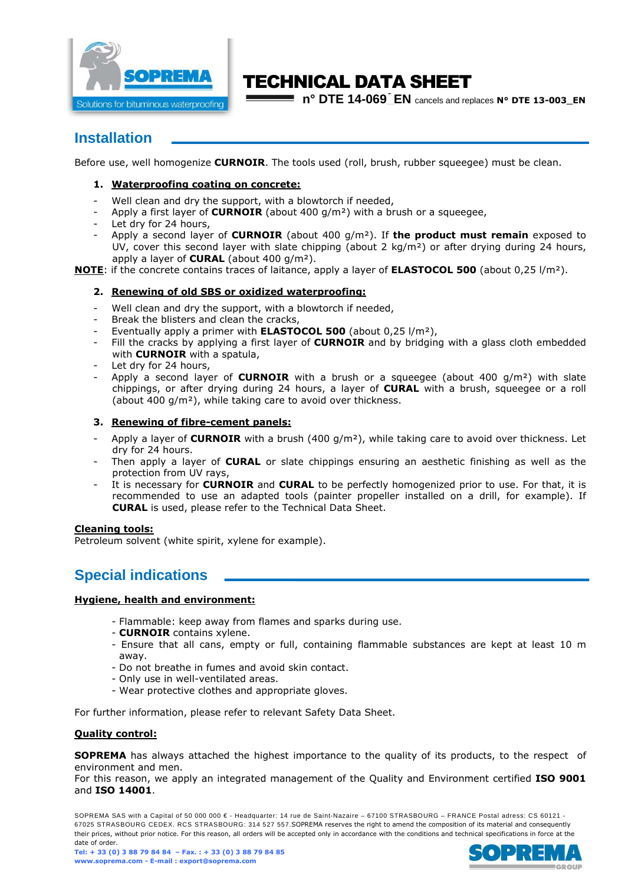# TECHNICAL DATA SHEET

**n° DTE 14-069_EN** cancels and replaces **N° DTE 13-003_EN**

## Installation

Before use, well homogenize **CURNOIR**. The tools used (roll, brush, rubber squeegee) must be clean.

1. **Waterproofing coating on concrete:**

- Well clean and dry the support, with a blowtorch if needed,
- Apply a first layer of **CURNOIR** (about 400 g/m²) with a brush or a squeegee,
- Let dry for 24 hours,
- Apply a second layer of **CURNOIR** (about 400 g/m²). If **the product must remain** exposed to UV, cover this second layer with slate chipping (about 2 kg/m²) or after drying during 24 hours, apply a layer of **CURAL** (about 400 g/m²).

**NOTE**: if the concrete contains traces of laitance, apply a layer of **ELASTOCOL 500** (about 0,25 l/m²).

2. **Renewing of old SBS or oxidized waterproofing:**

- Well clean and dry the support, with a blowtorch if needed,
- Break the blisters and clean the cracks,
- Eventually apply a primer with **ELASTOCOL 500** (about 0,25 l/m²),
- Fill the cracks by applying a first layer of **CURNOIR** and by bridging with a glass cloth embedded with **CURNOIR** with a spatula,
- Let dry for 24 hours,
- Apply a second layer of **CURNOIR** with a brush or a squeegee (about 400 g/m²) with slate chippings, or after drying during 24 hours, a layer of **CURAL** with a brush, squeegee or a roll (about 400 g/m²), while taking care to avoid over thickness.

3. **Renewing of fibre-cement panels:**

- Apply a layer of **CURNOIR** with a brush (400 g/m²), while taking care to avoid over thickness. Let dry for 24 hours.
- Then apply a layer of **CURAL** or slate chippings ensuring an aesthetic finishing as well as the protection from UV rays,
- It is necessary for **CURNOIR** and **CURAL** to be perfectly homogenized prior to use. For that, it is recommended to use an adapted tools (painter propeller installed on a drill, for example). If **CURAL** is used, please refer to the Technical Data Sheet.

**Cleaning tools:**
Petroleum solvent (white spirit, xylene for example).

## Special indications

**Hygiene, health and environment:**

- Flammable: keep away from flames and sparks during use.
- **CURNOIR** contains xylene.
- Ensure that all cans, empty or full, containing flammable substances are kept at least 10 m away.
- Do not breathe in fumes and avoid skin contact.
- Only use in well-ventilated areas.
- Wear protective clothes and appropriate gloves.

For further information, please refer to relevant Safety Data Sheet.

**Quality control:**

**SOPREMA** has always attached the highest importance to the quality of its products, to the respect of environment and men.
For this reason, we apply an integrated management of the Quality and Environment certified **ISO 9001** and **ISO 14001**.

SOPREMA SAS with a Capital of 50 000 000 € - Headquarter: 14 rue de Saint-Nazaire – 67100 STRASBOURG – FRANCE Postal adress: CS 60121 - 67025 STRASBOURG CEDEX. RCS STRASBOURG: 314 527 557.SOPREMA reserves the right to amend the composition of its material and consequently their prices, without prior notice. For this reason, all orders will be accepted only in accordance with the conditions and technical specifications in force at the date of order.

**Tel: + 33 (0) 3 88 79 84 84 – Fax. : + 33 (0) 3 88 79 84 85**
**www.soprema.com - E-mail : export@soprema.com**